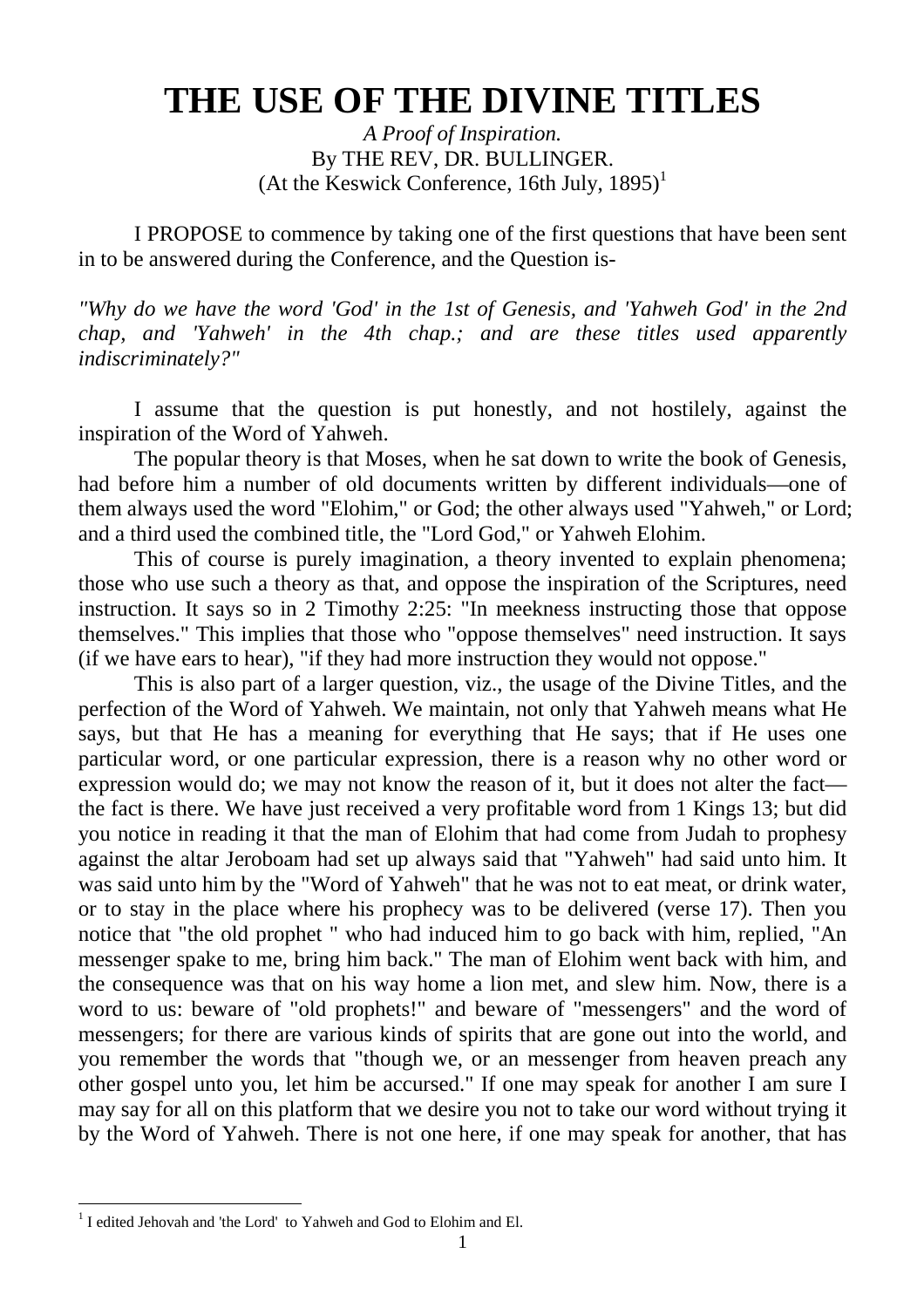# THE USE OF THE DIVINE TITLES

*A Proof of Inspiration.*
By THE REV, DR. BULLINGER.
(At the Keswick Conference, 16th July, 1895)[1]

I PROPOSE to commence by taking one of the first questions that have been sent in to be answered during the Conference, and the Question is-

*"Why do we have the word 'God' in the 1st of Genesis, and 'Yahweh God' in the 2nd chap, and 'Yahweh' in the 4th chap.; and are these titles used apparently indiscriminately?"*

I assume that the question is put honestly, and not hostilely, against the inspiration of the Word of Yahweh.

The popular theory is that Moses, when he sat down to write the book of Genesis, had before him a number of old documents written by different individuals—one of them always used the word "Elohim," or God; the other always used "Yahweh," or Lord; and a third used the combined title, the "Lord God," or Yahweh Elohim.

This of course is purely imagination, a theory invented to explain phenomena; those who use such a theory as that, and oppose the inspiration of the Scriptures, need instruction. It says so in 2 Timothy 2:25: "In meekness instructing those that oppose themselves." This implies that those who "oppose themselves" need instruction. It says (if we have ears to hear), "if they had more instruction they would not oppose."

This is also part of a larger question, viz., the usage of the Divine Titles, and the perfection of the Word of Yahweh. We maintain, not only that Yahweh means what He says, but that He has a meaning for everything that He says; that if He uses one particular word, or one particular expression, there is a reason why no other word or expression would do; we may not know the reason of it, but it does not alter the fact—the fact is there. We have just received a very profitable word from 1 Kings 13; but did you notice in reading it that the man of Elohim that had come from Judah to prophesy against the altar Jeroboam had set up always said that "Yahweh" had said unto him. It was said unto him by the "Word of Yahweh" that he was not to eat meat, or drink water, or to stay in the place where his prophecy was to be delivered (verse 17). Then you notice that "the old prophet " who had induced him to go back with him, replied, "An messenger spake to me, bring him back." The man of Elohim went back with him, and the consequence was that on his way home a lion met, and slew him. Now, there is a word to us: beware of "old prophets!" and beware of "messengers" and the word of messengers; for there are various kinds of spirits that are gone out into the world, and you remember the words that "though we, or an messenger from heaven preach any other gospel unto you, let him be accursed." If one may speak for another I am sure I may say for all on this platform that we desire you not to take our word without trying it by the Word of Yahweh. There is not one here, if one may speak for another, that has

[1] I edited Jehovah and 'the Lord' to Yahweh and God to Elohim and El.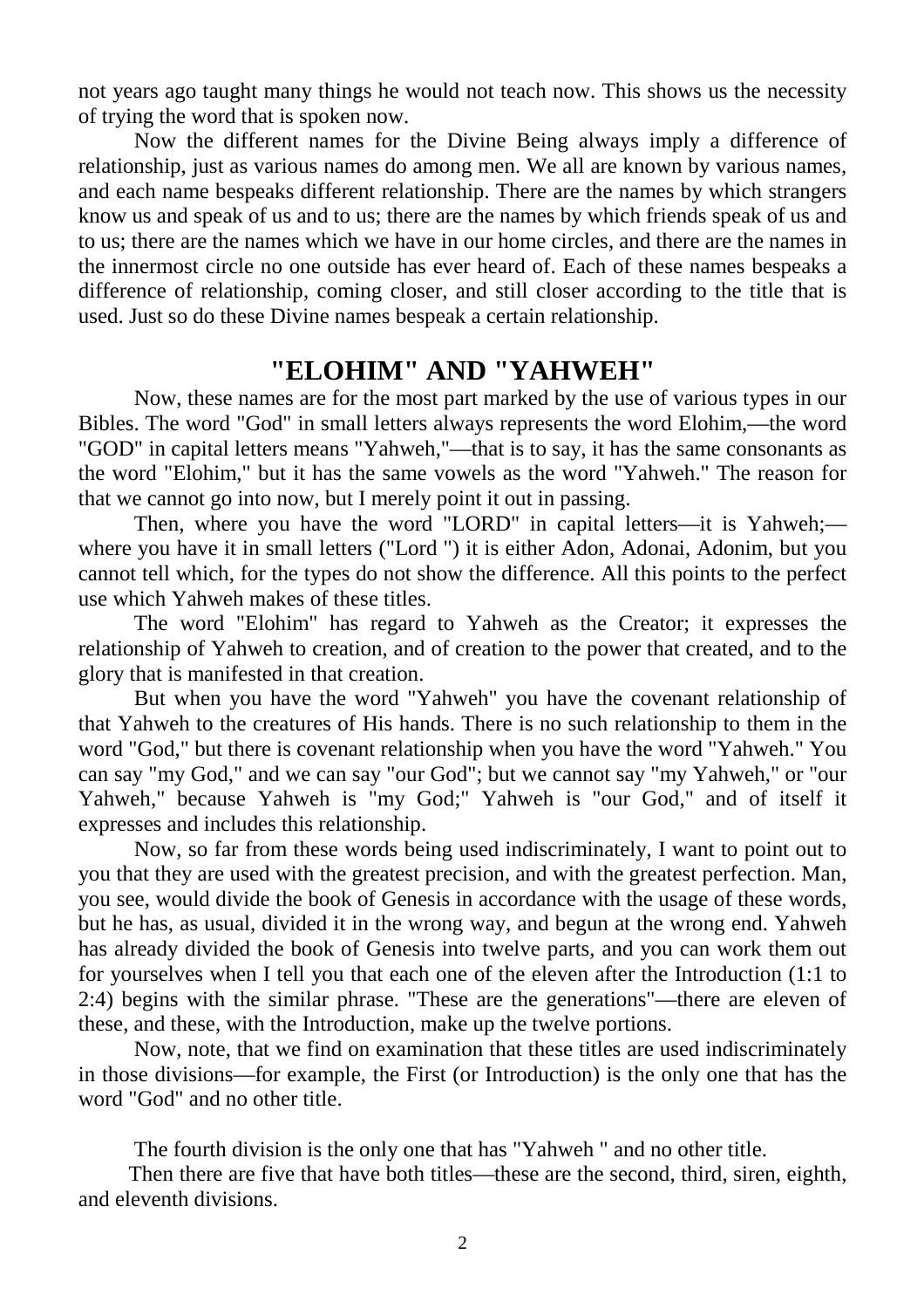not years ago taught many things he would not teach now. This shows us the necessity of trying the word that is spoken now.

Now the different names for the Divine Being always imply a difference of relationship, just as various names do among men. We all are known by various names, and each name bespeaks different relationship. There are the names by which strangers know us and speak of us and to us; there are the names by which friends speak of us and to us; there are the names which we have in our home circles, and there are the names in the innermost circle no one outside has ever heard of. Each of these names bespeaks a difference of relationship, coming closer, and still closer according to the title that is used. Just so do these Divine names bespeak a certain relationship.

## "ELOHIM" AND "YAHWEH"

Now, these names are for the most part marked by the use of various types in our Bibles. The word "God" in small letters always represents the word Elohim,—the word "GOD" in capital letters means "Yahweh,"—that is to say, it has the same consonants as the word "Elohim," but it has the same vowels as the word "Yahweh." The reason for that we cannot go into now, but I merely point it out in passing.

Then, where you have the word "LORD" in capital letters—it is Yahweh;—where you have it in small letters ("Lord ") it is either Adon, Adonai, Adonim, but you cannot tell which, for the types do not show the difference. All this points to the perfect use which Yahweh makes of these titles.

The word "Elohim" has regard to Yahweh as the Creator; it expresses the relationship of Yahweh to creation, and of creation to the power that created, and to the glory that is manifested in that creation.

But when you have the word "Yahweh" you have the covenant relationship of that Yahweh to the creatures of His hands. There is no such relationship to them in the word "God," but there is covenant relationship when you have the word "Yahweh." You can say "my God," and we can say "our God"; but we cannot say "my Yahweh," or "our Yahweh," because Yahweh is "my God;" Yahweh is "our God," and of itself it expresses and includes this relationship.

Now, so far from these words being used indiscriminately, I want to point out to you that they are used with the greatest precision, and with the greatest perfection. Man, you see, would divide the book of Genesis in accordance with the usage of these words, but he has, as usual, divided it in the wrong way, and begun at the wrong end. Yahweh has already divided the book of Genesis into twelve parts, and you can work them out for yourselves when I tell you that each one of the eleven after the Introduction (1:1 to 2:4) begins with the similar phrase. "These are the generations"—there are eleven of these, and these, with the Introduction, make up the twelve portions.

Now, note, that we find on examination that these titles are used indiscriminately in those divisions—for example, the First (or Introduction) is the only one that has the word "God" and no other title.

The fourth division is the only one that has "Yahweh " and no other title.

Then there are five that have both titles—these are the second, third, siren, eighth, and eleventh divisions.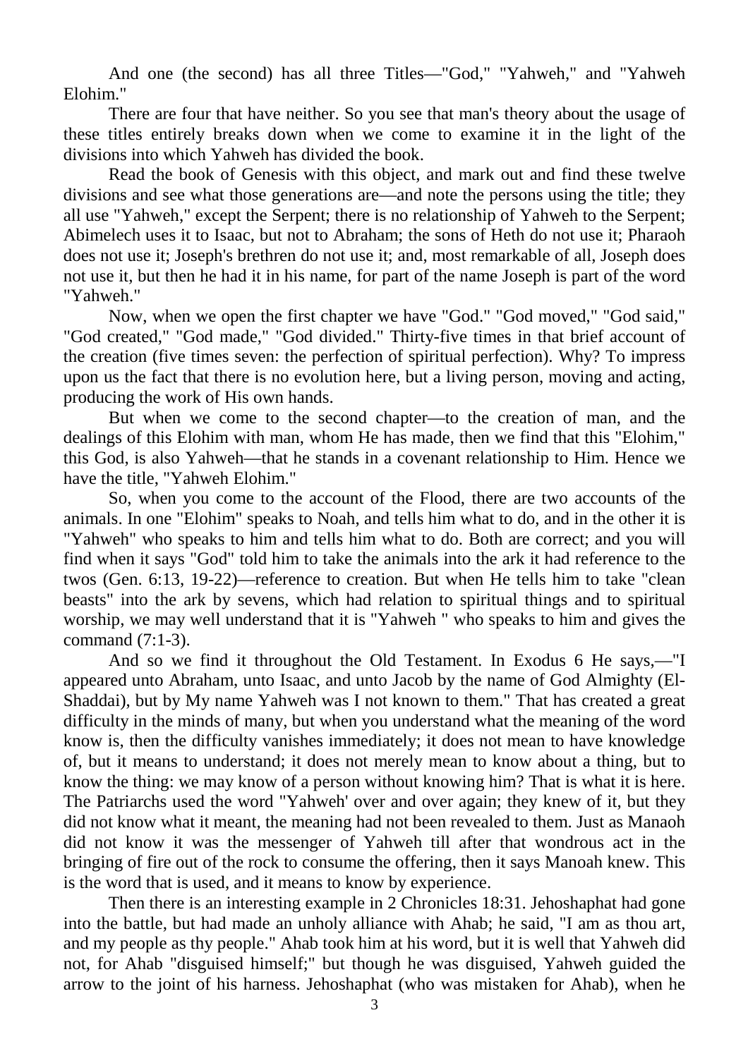And one (the second) has all three Titles—"God," "Yahweh," and "Yahweh Elohim."

There are four that have neither. So you see that man's theory about the usage of these titles entirely breaks down when we come to examine it in the light of the divisions into which Yahweh has divided the book.

Read the book of Genesis with this object, and mark out and find these twelve divisions and see what those generations are—and note the persons using the title; they all use "Yahweh," except the Serpent; there is no relationship of Yahweh to the Serpent; Abimelech uses it to Isaac, but not to Abraham; the sons of Heth do not use it; Pharaoh does not use it; Joseph's brethren do not use it; and, most remarkable of all, Joseph does not use it, but then he had it in his name, for part of the name Joseph is part of the word "Yahweh."

Now, when we open the first chapter we have "God." "God moved," "God said," "God created," "God made," "God divided." Thirty-five times in that brief account of the creation (five times seven: the perfection of spiritual perfection). Why? To impress upon us the fact that there is no evolution here, but a living person, moving and acting, producing the work of His own hands.

But when we come to the second chapter—to the creation of man, and the dealings of this Elohim with man, whom He has made, then we find that this "Elohim," this God, is also Yahweh—that he stands in a covenant relationship to Him. Hence we have the title, "Yahweh Elohim."

So, when you come to the account of the Flood, there are two accounts of the animals. In one "Elohim" speaks to Noah, and tells him what to do, and in the other it is "Yahweh" who speaks to him and tells him what to do. Both are correct; and you will find when it says "God" told him to take the animals into the ark it had reference to the twos (Gen. 6:13, 19-22)—reference to creation. But when He tells him to take "clean beasts" into the ark by sevens, which had relation to spiritual things and to spiritual worship, we may well understand that it is "Yahweh " who speaks to him and gives the command (7:1-3).

And so we find it throughout the Old Testament. In Exodus 6 He says,—"I appeared unto Abraham, unto Isaac, and unto Jacob by the name of God Almighty (El-Shaddai), but by My name Yahweh was I not known to them." That has created a great difficulty in the minds of many, but when you understand what the meaning of the word know is, then the difficulty vanishes immediately; it does not mean to have knowledge of, but it means to understand; it does not merely mean to know about a thing, but to know the thing: we may know of a person without knowing him? That is what it is here. The Patriarchs used the word "Yahweh' over and over again; they knew of it, but they did not know what it meant, the meaning had not been revealed to them. Just as Manaoh did not know it was the messenger of Yahweh till after that wondrous act in the bringing of fire out of the rock to consume the offering, then it says Manoah knew. This is the word that is used, and it means to know by experience.

Then there is an interesting example in 2 Chronicles 18:31. Jehoshaphat had gone into the battle, but had made an unholy alliance with Ahab; he said, "I am as thou art, and my people as thy people." Ahab took him at his word, but it is well that Yahweh did not, for Ahab "disguised himself;" but though he was disguised, Yahweh guided the arrow to the joint of his harness. Jehoshaphat (who was mistaken for Ahab), when he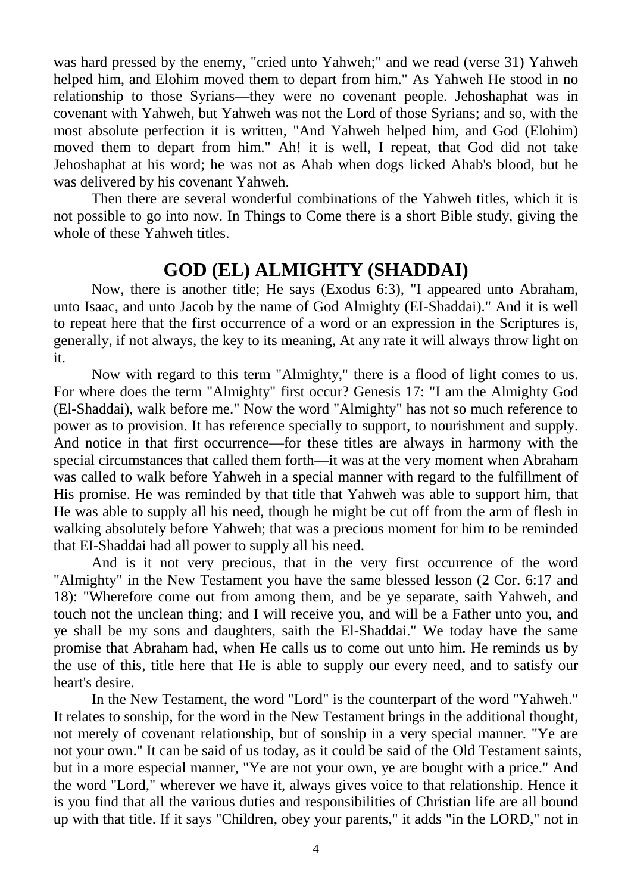was hard pressed by the enemy, "cried unto Yahweh;" and we read (verse 31) Yahweh helped him, and Elohim moved them to depart from him." As Yahweh He stood in no relationship to those Syrians—they were no covenant people. Jehoshaphat was in covenant with Yahweh, but Yahweh was not the Lord of those Syrians; and so, with the most absolute perfection it is written, "And Yahweh helped him, and God (Elohim) moved them to depart from him." Ah! it is well, I repeat, that God did not take Jehoshaphat at his word; he was not as Ahab when dogs licked Ahab's blood, but he was delivered by his covenant Yahweh.

Then there are several wonderful combinations of the Yahweh titles, which it is not possible to go into now. In Things to Come there is a short Bible study, giving the whole of these Yahweh titles.

## GOD (EL) ALMIGHTY (SHADDAI)

Now, there is another title; He says (Exodus 6:3), "I appeared unto Abraham, unto Isaac, and unto Jacob by the name of God Almighty (EI-Shaddai)." And it is well to repeat here that the first occurrence of a word or an expression in the Scriptures is, generally, if not always, the key to its meaning, At any rate it will always throw light on it.

Now with regard to this term "Almighty," there is a flood of light comes to us. For where does the term "Almighty" first occur? Genesis 17: "I am the Almighty God (El-Shaddai), walk before me." Now the word "Almighty" has not so much reference to power as to provision. It has reference specially to support, to nourishment and supply. And notice in that first occurrence—for these titles are always in harmony with the special circumstances that called them forth—it was at the very moment when Abraham was called to walk before Yahweh in a special manner with regard to the fulfillment of His promise. He was reminded by that title that Yahweh was able to support him, that He was able to supply all his need, though he might be cut off from the arm of flesh in walking absolutely before Yahweh; that was a precious moment for him to be reminded that EI-Shaddai had all power to supply all his need.

And is it not very precious, that in the very first occurrence of the word "Almighty" in the New Testament you have the same blessed lesson (2 Cor. 6:17 and 18): "Wherefore come out from among them, and be ye separate, saith Yahweh, and touch not the unclean thing; and I will receive you, and will be a Father unto you, and ye shall be my sons and daughters, saith the El-Shaddai." We today have the same promise that Abraham had, when He calls us to come out unto him. He reminds us by the use of this, title here that He is able to supply our every need, and to satisfy our heart's desire.

In the New Testament, the word "Lord" is the counterpart of the word "Yahweh." It relates to sonship, for the word in the New Testament brings in the additional thought, not merely of covenant relationship, but of sonship in a very special manner. "Ye are not your own." It can be said of us today, as it could be said of the Old Testament saints, but in a more especial manner, "Ye are not your own, ye are bought with a price." And the word "Lord," wherever we have it, always gives voice to that relationship. Hence it is you find that all the various duties and responsibilities of Christian life are all bound up with that title. If it says "Children, obey your parents," it adds "in the LORD," not in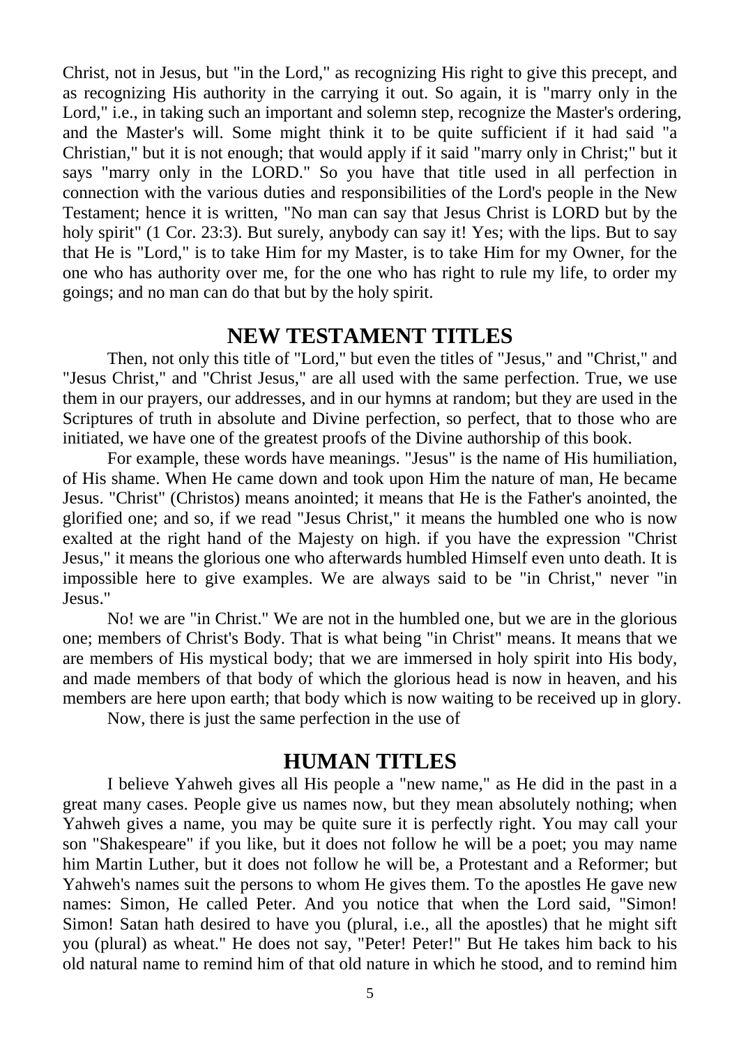Christ, not in Jesus, but "in the Lord," as recognizing His right to give this precept, and as recognizing His authority in the carrying it out. So again, it is "marry only in the Lord," i.e., in taking such an important and solemn step, recognize the Master's ordering, and the Master's will. Some might think it to be quite sufficient if it had said "a Christian," but it is not enough; that would apply if it said "marry only in Christ;" but it says "marry only in the LORD." So you have that title used in all perfection in connection with the various duties and responsibilities of the Lord's people in the New Testament; hence it is written, "No man can say that Jesus Christ is LORD but by the holy spirit" (1 Cor. 23:3). But surely, anybody can say it! Yes; with the lips. But to say that He is "Lord," is to take Him for my Master, is to take Him for my Owner, for the one who has authority over me, for the one who has right to rule my life, to order my goings; and no man can do that but by the holy spirit.

## NEW TESTAMENT TITLES

Then, not only this title of "Lord," but even the titles of "Jesus," and "Christ," and "Jesus Christ," and "Christ Jesus," are all used with the same perfection. True, we use them in our prayers, our addresses, and in our hymns at random; but they are used in the Scriptures of truth in absolute and Divine perfection, so perfect, that to those who are initiated, we have one of the greatest proofs of the Divine authorship of this book.

For example, these words have meanings. "Jesus" is the name of His humiliation, of His shame. When He came down and took upon Him the nature of man, He became Jesus. "Christ" (Christos) means anointed; it means that He is the Father's anointed, the glorified one; and so, if we read "Jesus Christ," it means the humbled one who is now exalted at the right hand of the Majesty on high. if you have the expression "Christ Jesus," it means the glorious one who afterwards humbled Himself even unto death. It is impossible here to give examples. We are always said to be "in Christ," never "in Jesus."

No! we are "in Christ." We are not in the humbled one, but we are in the glorious one; members of Christ's Body. That is what being "in Christ" means. It means that we are members of His mystical body; that we are immersed in holy spirit into His body, and made members of that body of which the glorious head is now in heaven, and his members are here upon earth; that body which is now waiting to be received up in glory.

Now, there is just the same perfection in the use of

## HUMAN TITLES

I believe Yahweh gives all His people a "new name," as He did in the past in a great many cases. People give us names now, but they mean absolutely nothing; when Yahweh gives a name, you may be quite sure it is perfectly right. You may call your son "Shakespeare" if you like, but it does not follow he will be a poet; you may name him Martin Luther, but it does not follow he will be, a Protestant and a Reformer; but Yahweh's names suit the persons to whom He gives them. To the apostles He gave new names: Simon, He called Peter. And you notice that when the Lord said, "Simon! Simon! Satan hath desired to have you (plural, i.e., all the apostles) that he might sift you (plural) as wheat." He does not say, "Peter! Peter!" But He takes him back to his old natural name to remind him of that old nature in which he stood, and to remind him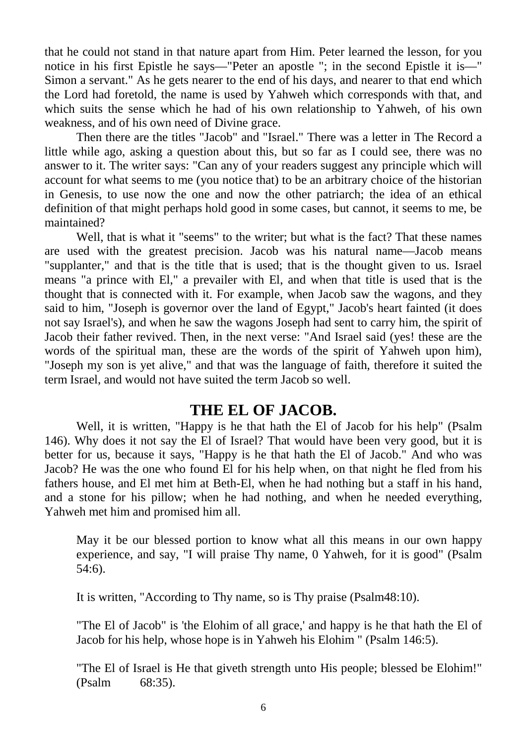that he could not stand in that nature apart from Him. Peter learned the lesson, for you notice in his first Epistle he says—"Peter an apostle "; in the second Epistle it is—" Simon a servant." As he gets nearer to the end of his days, and nearer to that end which the Lord had foretold, the name is used by Yahweh which corresponds with that, and which suits the sense which he had of his own relationship to Yahweh, of his own weakness, and of his own need of Divine grace.

Then there are the titles "Jacob" and "Israel." There was a letter in The Record a little while ago, asking a question about this, but so far as I could see, there was no answer to it. The writer says: "Can any of your readers suggest any principle which will account for what seems to me (you notice that) to be an arbitrary choice of the historian in Genesis, to use now the one and now the other patriarch; the idea of an ethical definition of that might perhaps hold good in some cases, but cannot, it seems to me, be maintained?

Well, that is what it "seems" to the writer; but what is the fact? That these names are used with the greatest precision. Jacob was his natural name—Jacob means "supplanter," and that is the title that is used; that is the thought given to us. Israel means "a prince with El," a prevailer with El, and when that title is used that is the thought that is connected with it. For example, when Jacob saw the wagons, and they said to him, "Joseph is governor over the land of Egypt," Jacob's heart fainted (it does not say Israel's), and when he saw the wagons Joseph had sent to carry him, the spirit of Jacob their father revived. Then, in the next verse: "And Israel said (yes! these are the words of the spiritual man, these are the words of the spirit of Yahweh upon him), "Joseph my son is yet alive," and that was the language of faith, therefore it suited the term Israel, and would not have suited the term Jacob so well.

## THE EL OF JACOB.

Well, it is written, "Happy is he that hath the El of Jacob for his help" (Psalm 146). Why does it not say the El of Israel? That would have been very good, but it is better for us, because it says, "Happy is he that hath the El of Jacob." And who was Jacob? He was the one who found El for his help when, on that night he fled from his fathers house, and El met him at Beth-El, when he had nothing but a staff in his hand, and a stone for his pillow; when he had nothing, and when he needed everything, Yahweh met him and promised him all.

> May it be our blessed portion to know what all this means in our own happy experience, and say, "I will praise Thy name, 0 Yahweh, for it is good" (Psalm 54:6).
>
> It is written, "According to Thy name, so is Thy praise (Psalm48:10).
>
> "The El of Jacob" is 'the Elohim of all grace,' and happy is he that hath the El of Jacob for his help, whose hope is in Yahweh his Elohim " (Psalm 146:5).
>
> "The El of Israel is He that giveth strength unto His people; blessed be Elohim!" (Psalm 68:35).